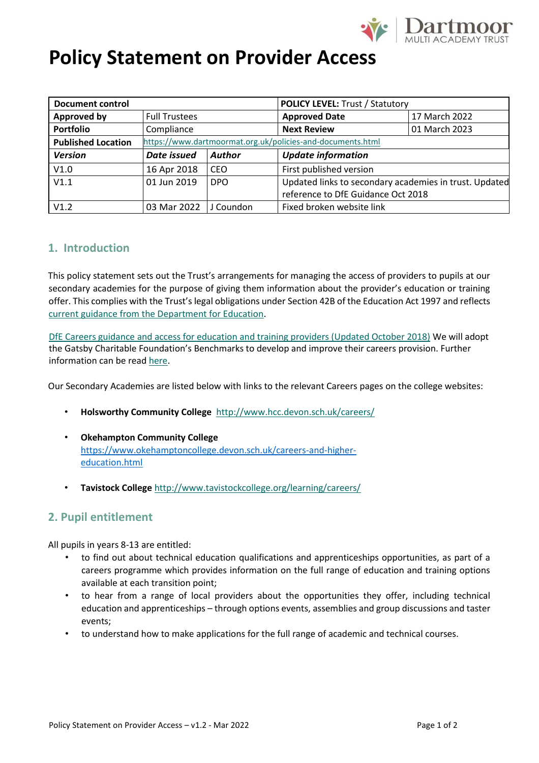# Policy Statement on Provider Access

| Document control | | | POLICY LEVEL: Trust / Statutory | |
|---|---|---|---|---|
| **Approved by** | Full Trustees | | **Approved Date** | 17 March 2022 |
| **Portfolio** | Compliance | | **Next Review** | 01 March 2023 |
| **Published Location** | https://www.dartmoormat.org.uk/policies-and-documents.html | | | |
| ***Version*** | ***Date issued*** | ***Author*** | ***Update information*** | |
| V1.0 | 16 Apr 2018 | CEO | First published version | |
| V1.1 | 01 Jun 2019 | DPO | Updated links to secondary academies in trust. Updated reference to DfE Guidance Oct 2018 | |
| V1.2 | 03 Mar 2022 | J Coundon | Fixed broken website link | |

## 1. Introduction

This policy statement sets out the Trust's arrangements for managing the access of providers to pupils at our secondary academies for the purpose of giving them information about the provider's education or training offer. This complies with the Trust's legal obligations under Section 42B of the Education Act 1997 and reflects current guidance from the Department for Education.

DfE Careers guidance and access for education and training providers (Updated October 2018) We will adopt the Gatsby Charitable Foundation's Benchmarks to develop and improve their careers provision. Further information can be read here.

Our Secondary Academies are listed below with links to the relevant Careers pages on the college websites:

- **Holsworthy Community College** http://www.hcc.devon.sch.uk/careers/
- **Okehampton Community College** https://www.okehamptoncollege.devon.sch.uk/careers-and-higher-education.html
- **Tavistock College** http://www.tavistockcollege.org/learning/careers/

## 2. Pupil entitlement

All pupils in years 8-13 are entitled:

- to find out about technical education qualifications and apprenticeships opportunities, as part of a careers programme which provides information on the full range of education and training options available at each transition point;
- to hear from a range of local providers about the opportunities they offer, including technical education and apprenticeships – through options events, assemblies and group discussions and taster events;
- to understand how to make applications for the full range of academic and technical courses.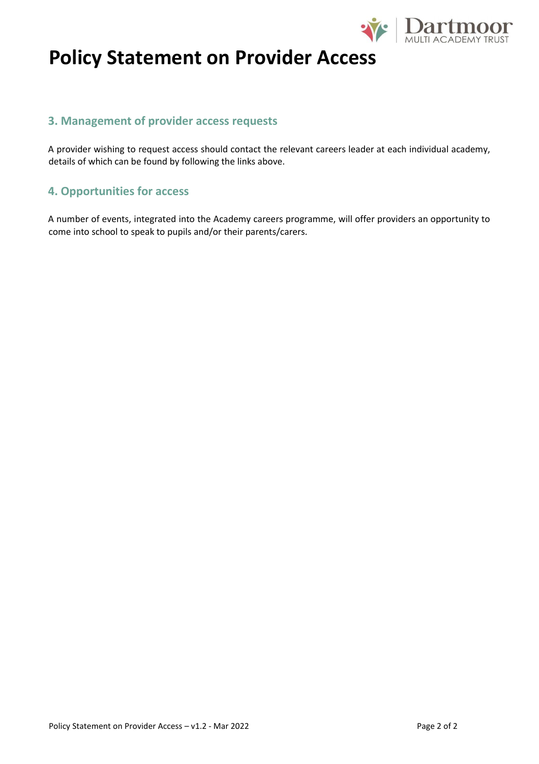# Policy Statement on Provider Access

## 3. Management of provider access requests

A provider wishing to request access should contact the relevant careers leader at each individual academy, details of which can be found by following the links above.

## 4. Opportunities for access

A number of events, integrated into the Academy careers programme, will offer providers an opportunity to come into school to speak to pupils and/or their parents/carers.